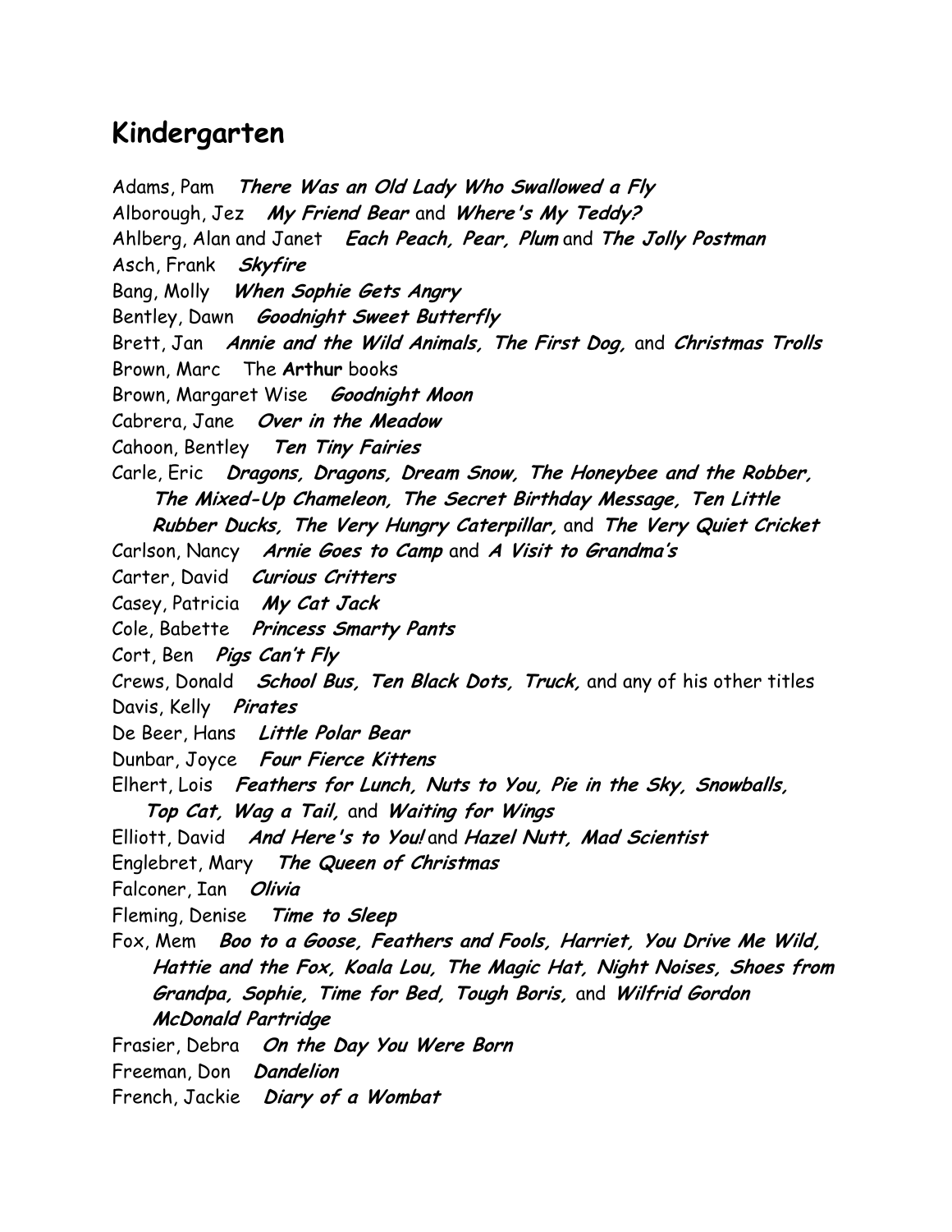## Kindergarten

Adams, Pam ***There Was an Old Lady Who Swallowed a Fly***
Alborough, Jez ***My Friend Bear*** and ***Where's My Teddy?***
Ahlberg, Alan and Janet ***Each Peach, Pear, Plum*** and ***The Jolly Postman***
Asch, Frank ***Skyfire***
Bang, Molly ***When Sophie Gets Angry***
Bentley, Dawn ***Goodnight Sweet Butterfly***
Brett, Jan ***Annie and the Wild Animals, The First Dog,*** and ***Christmas Trolls***
Brown, Marc The **Arthur** books
Brown, Margaret Wise ***Goodnight Moon***
Cabrera, Jane ***Over in the Meadow***
Cahoon, Bentley ***Ten Tiny Fairies***
Carle, Eric ***Dragons, Dragons, Dream Snow, The Honeybee and the Robber, The Mixed-Up Chameleon, The Secret Birthday Message, Ten Little Rubber Ducks, The Very Hungry Caterpillar,*** and ***The Very Quiet Cricket***
Carlson, Nancy ***Arnie Goes to Camp*** and ***A Visit to Grandma's***
Carter, David ***Curious Critters***
Casey, Patricia ***My Cat Jack***
Cole, Babette ***Princess Smarty Pants***
Cort, Ben ***Pigs Can't Fly***
Crews, Donald ***School Bus, Ten Black Dots, Truck,*** and any of his other titles
Davis, Kelly ***Pirates***
De Beer, Hans ***Little Polar Bear***
Dunbar, Joyce ***Four Fierce Kittens***
Elhert, Lois ***Feathers for Lunch, Nuts to You, Pie in the Sky, Snowballs, Top Cat, Wag a Tail,*** and ***Waiting for Wings***
Elliott, David ***And Here's to You!*** and ***Hazel Nutt, Mad Scientist***
Englebret, Mary ***The Queen of Christmas***
Falconer, Ian ***Olivia***
Fleming, Denise ***Time to Sleep***
Fox, Mem ***Boo to a Goose, Feathers and Fools, Harriet, You Drive Me Wild, Hattie and the Fox, Koala Lou, The Magic Hat, Night Noises, Shoes from Grandpa, Sophie, Time for Bed, Tough Boris,*** and ***Wilfrid Gordon McDonald Partridge***
Frasier, Debra ***On the Day You Were Born***
Freeman, Don ***Dandelion***
French, Jackie ***Diary of a Wombat***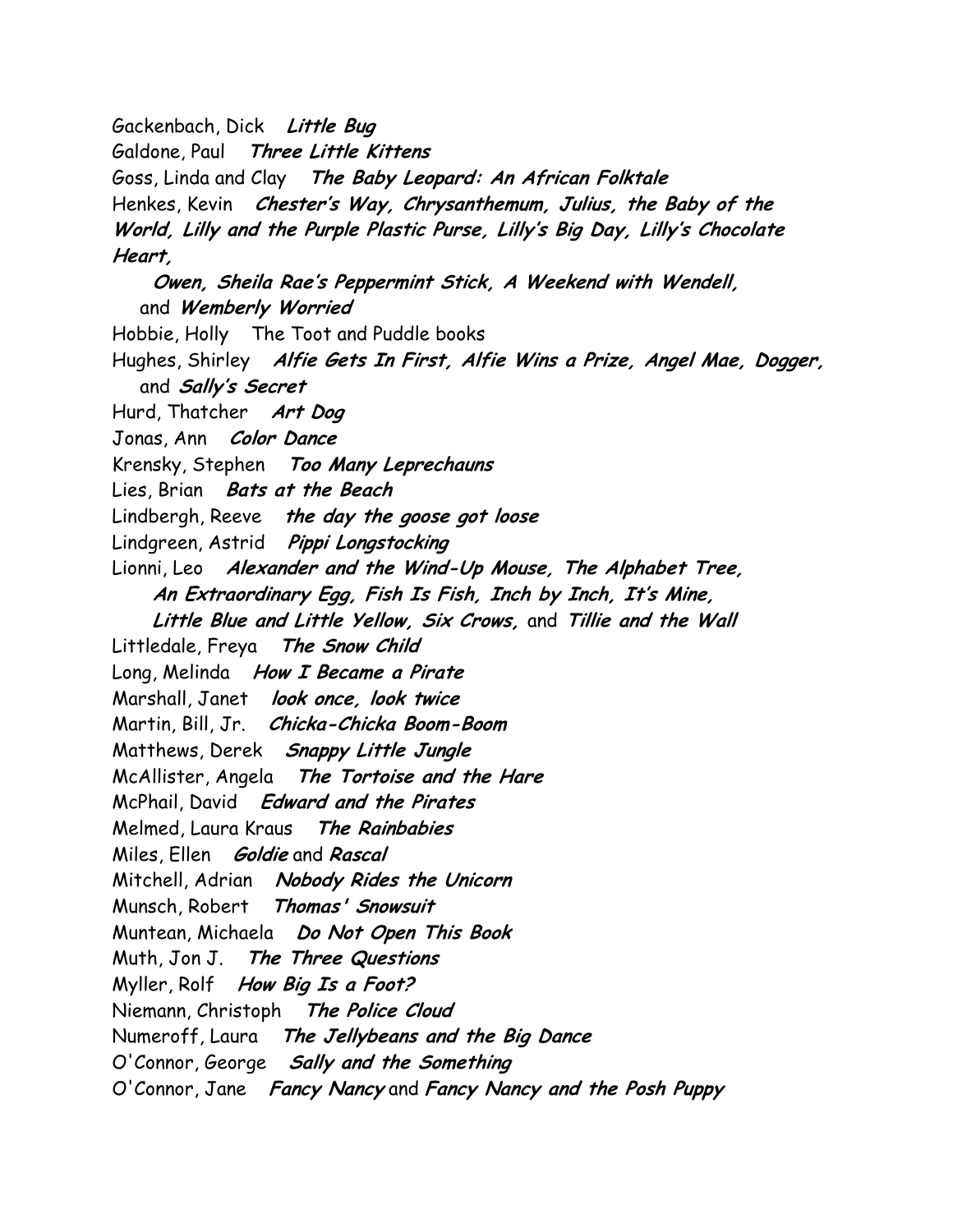Gackenbach, Dick ***Little Bug***
Galdone, Paul ***Three Little Kittens***
Goss, Linda and Clay ***The Baby Leopard: An African Folktale***
Henkes, Kevin ***Chester's Way, Chrysanthemum, Julius, the Baby of the World, Lilly and the Purple Plastic Purse, Lilly's Big Day, Lilly's Chocolate Heart,***
***Owen, Sheila Rae's Peppermint Stick, A Weekend with Wendell,*** and ***Wemberly Worried***
Hobbie, Holly The Toot and Puddle books
Hughes, Shirley ***Alfie Gets In First, Alfie Wins a Prize, Angel Mae, Dogger,*** and ***Sally's Secret***
Hurd, Thatcher ***Art Dog***
Jonas, Ann ***Color Dance***
Krensky, Stephen ***Too Many Leprechauns***
Lies, Brian ***Bats at the Beach***
Lindbergh, Reeve ***the day the goose got loose***
Lindgreen, Astrid ***Pippi Longstocking***
Lionni, Leo ***Alexander and the Wind-Up Mouse, The Alphabet Tree, An Extraordinary Egg, Fish Is Fish, Inch by Inch, It's Mine, Little Blue and Little Yellow, Six Crows,*** and ***Tillie and the Wall***
Littledale, Freya ***The Snow Child***
Long, Melinda ***How I Became a Pirate***
Marshall, Janet ***look once, look twice***
Martin, Bill, Jr. ***Chicka-Chicka Boom-Boom***
Matthews, Derek ***Snappy Little Jungle***
McAllister, Angela ***The Tortoise and the Hare***
McPhail, David ***Edward and the Pirates***
Melmed, Laura Kraus ***The Rainbabies***
Miles, Ellen ***Goldie*** and ***Rascal***
Mitchell, Adrian ***Nobody Rides the Unicorn***
Munsch, Robert ***Thomas' Snowsuit***
Muntean, Michaela ***Do Not Open This Book***
Muth, Jon J. ***The Three Questions***
Myller, Rolf ***How Big Is a Foot?***
Niemann, Christoph ***The Police Cloud***
Numeroff, Laura ***The Jellybeans and the Big Dance***
O'Connor, George ***Sally and the Something***
O'Connor, Jane ***Fancy Nancy*** and ***Fancy Nancy and the Posh Puppy***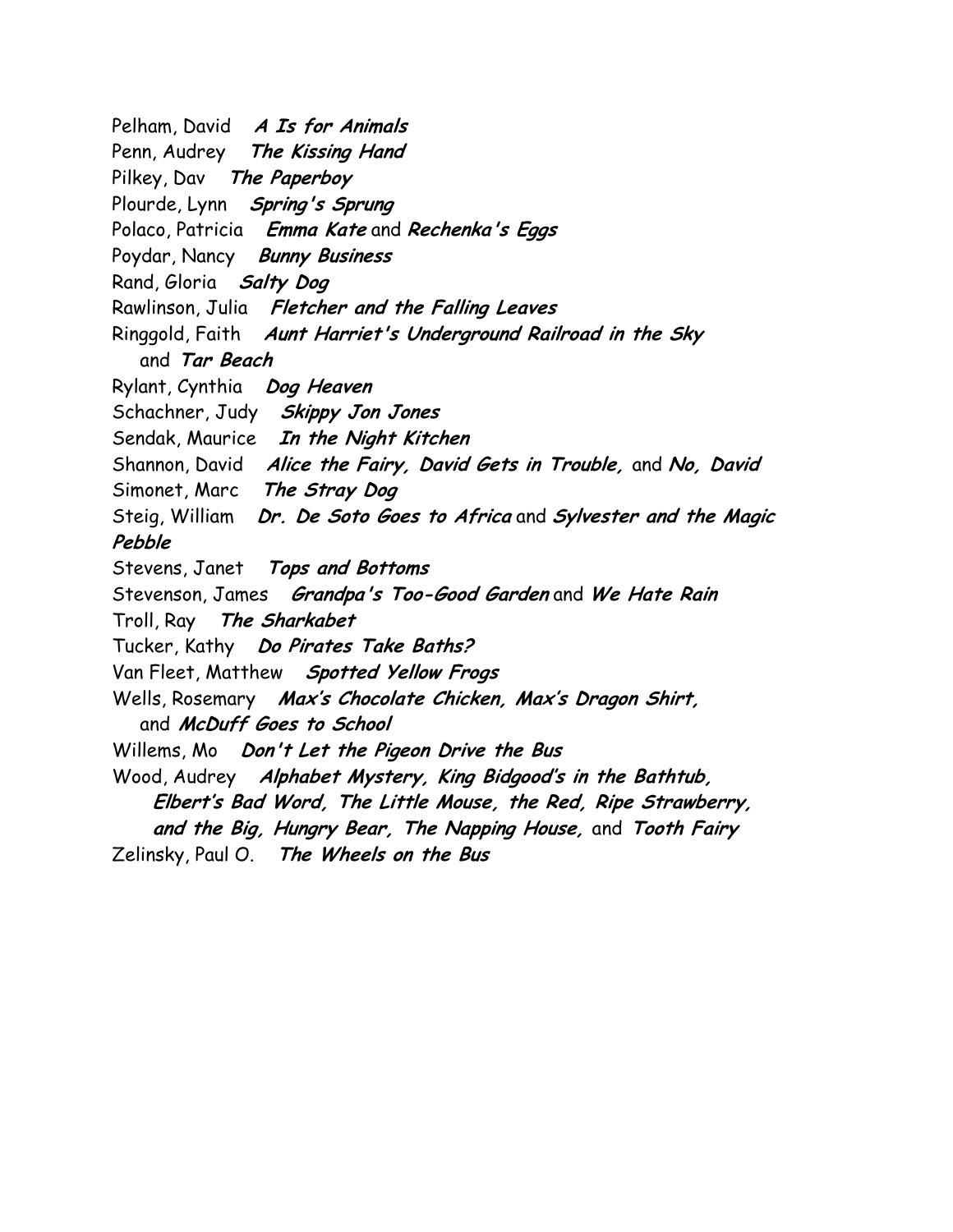Pelham, David ***A Is for Animals***
Penn, Audrey ***The Kissing Hand***
Pilkey, Dav ***The Paperboy***
Plourde, Lynn ***Spring's Sprung***
Polaco, Patricia ***Emma Kate*** and ***Rechenka's Eggs***
Poydar, Nancy ***Bunny Business***
Rand, Gloria ***Salty Dog***
Rawlinson, Julia ***Fletcher and the Falling Leaves***
Ringgold, Faith ***Aunt Harriet's Underground Railroad in the Sky*** and ***Tar Beach***
Rylant, Cynthia ***Dog Heaven***
Schachner, Judy ***Skippy Jon Jones***
Sendak, Maurice ***In the Night Kitchen***
Shannon, David ***Alice the Fairy, David Gets in Trouble,*** and ***No, David***
Simonet, Marc ***The Stray Dog***
Steig, William ***Dr. De Soto Goes to Africa*** and ***Sylvester and the Magic Pebble***
Stevens, Janet ***Tops and Bottoms***
Stevenson, James ***Grandpa's Too-Good Garden*** and ***We Hate Rain***
Troll, Ray ***The Sharkabet***
Tucker, Kathy ***Do Pirates Take Baths?***
Van Fleet, Matthew ***Spotted Yellow Frogs***
Wells, Rosemary ***Max's Chocolate Chicken, Max's Dragon Shirt,*** and ***McDuff Goes to School***
Willems, Mo ***Don't Let the Pigeon Drive the Bus***
Wood, Audrey ***Alphabet Mystery, King Bidgood's in the Bathtub, Elbert's Bad Word, The Little Mouse, the Red, Ripe Strawberry, and the Big, Hungry Bear, The Napping House,*** and ***Tooth Fairy***
Zelinsky, Paul O. ***The Wheels on the Bus***